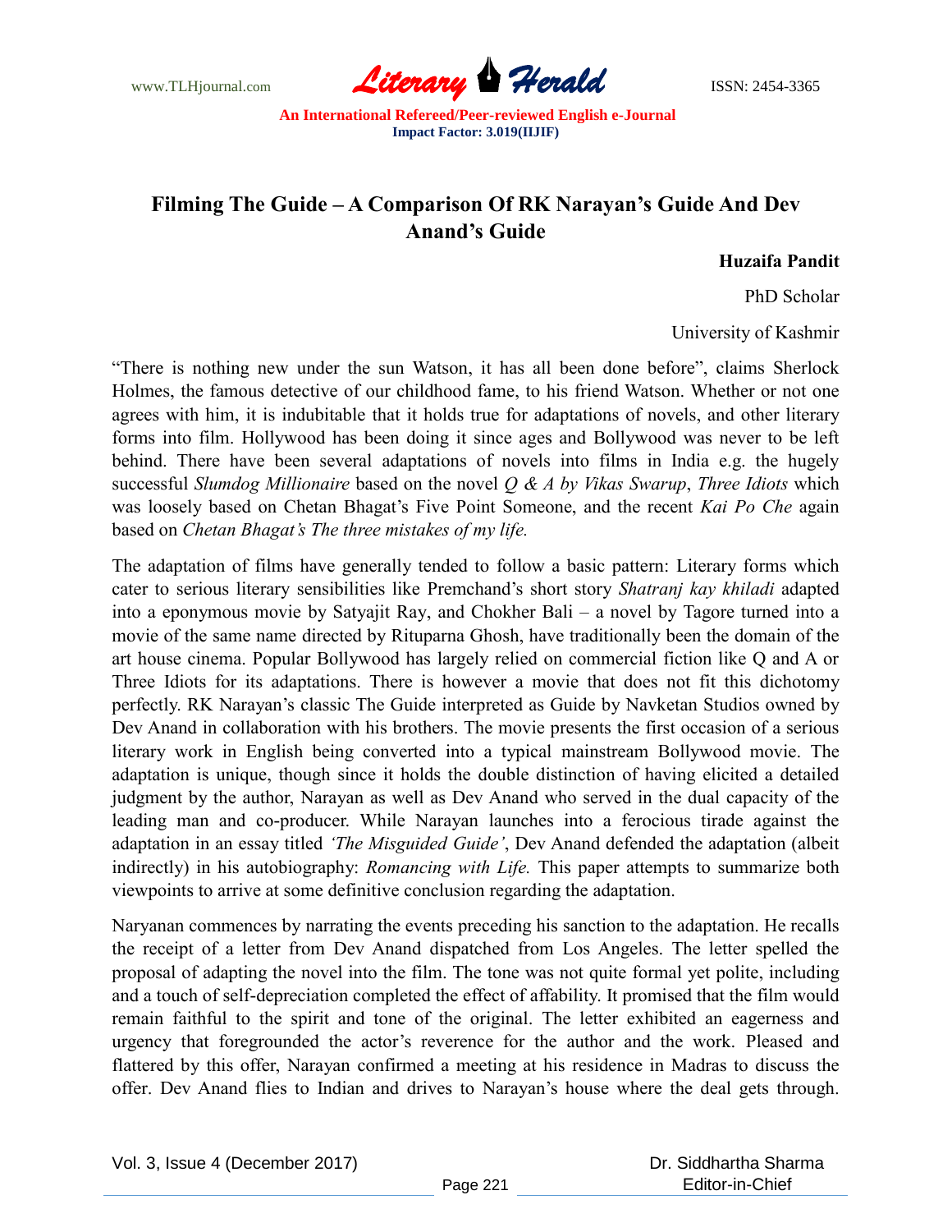# Filming The Guide – A Comparison Of RK Narayan's Guide And Dev Anand's Guide

**Huzaifa Pandit**

PhD Scholar

University of Kashmir

"There is nothing new under the sun Watson, it has all been done before", claims Sherlock Holmes, the famous detective of our childhood fame, to his friend Watson. Whether or not one agrees with him, it is indubitable that it holds true for adaptations of novels, and other literary forms into film. Hollywood has been doing it since ages and Bollywood was never to be left behind. There have been several adaptations of novels into films in India e.g. the hugely successful *Slumdog Millionaire* based on the novel *Q & A by Vikas Swarup*, *Three Idiots* which was loosely based on Chetan Bhagat's Five Point Someone, and the recent *Kai Po Che* again based on *Chetan Bhagat's The three mistakes of my life.*

The adaptation of films have generally tended to follow a basic pattern: Literary forms which cater to serious literary sensibilities like Premchand's short story *Shatranj kay khiladi* adapted into a eponymous movie by Satyajit Ray, and Chokher Bali – a novel by Tagore turned into a movie of the same name directed by Rituparna Ghosh, have traditionally been the domain of the art house cinema. Popular Bollywood has largely relied on commercial fiction like Q and A or Three Idiots for its adaptations. There is however a movie that does not fit this dichotomy perfectly. RK Narayan's classic The Guide interpreted as Guide by Navketan Studios owned by Dev Anand in collaboration with his brothers. The movie presents the first occasion of a serious literary work in English being converted into a typical mainstream Bollywood movie. The adaptation is unique, though since it holds the double distinction of having elicited a detailed judgment by the author, Narayan as well as Dev Anand who served in the dual capacity of the leading man and co-producer. While Narayan launches into a ferocious tirade against the adaptation in an essay titled *'The Misguided Guide'*, Dev Anand defended the adaptation (albeit indirectly) in his autobiography: *Romancing with Life.* This paper attempts to summarize both viewpoints to arrive at some definitive conclusion regarding the adaptation.

Naryanan commences by narrating the events preceding his sanction to the adaptation. He recalls the receipt of a letter from Dev Anand dispatched from Los Angeles. The letter spelled the proposal of adapting the novel into the film. The tone was not quite formal yet polite, including and a touch of self-depreciation completed the effect of affability. It promised that the film would remain faithful to the spirit and tone of the original. The letter exhibited an eagerness and urgency that foregrounded the actor's reverence for the author and the work. Pleased and flattered by this offer, Narayan confirmed a meeting at his residence in Madras to discuss the offer. Dev Anand flies to Indian and drives to Narayan's house where the deal gets through.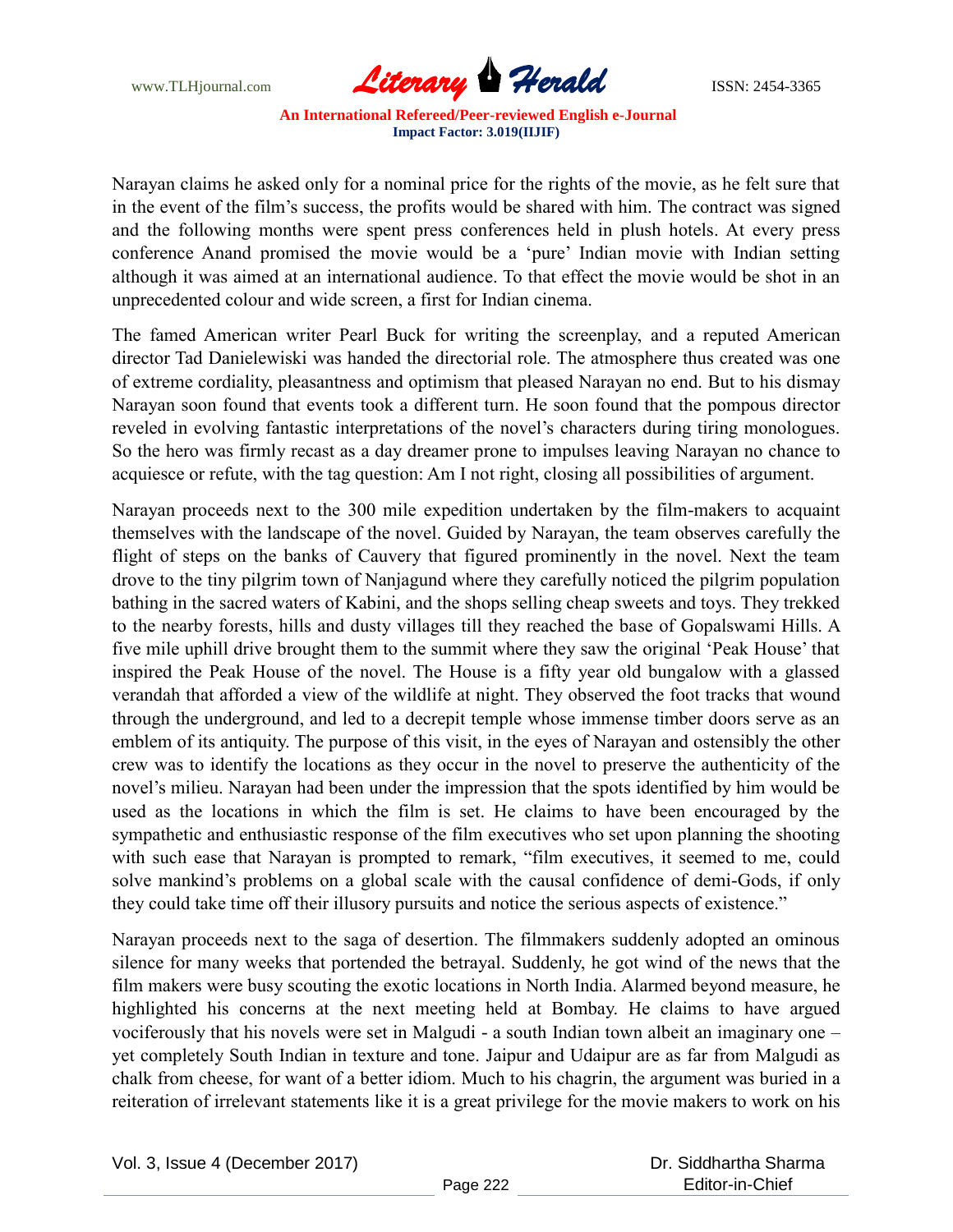Narayan claims he asked only for a nominal price for the rights of the movie, as he felt sure that in the event of the film's success, the profits would be shared with him. The contract was signed and the following months were spent press conferences held in plush hotels. At every press conference Anand promised the movie would be a 'pure' Indian movie with Indian setting although it was aimed at an international audience. To that effect the movie would be shot in an unprecedented colour and wide screen, a first for Indian cinema.

The famed American writer Pearl Buck for writing the screenplay, and a reputed American director Tad Danielewiski was handed the directorial role. The atmosphere thus created was one of extreme cordiality, pleasantness and optimism that pleased Narayan no end. But to his dismay Narayan soon found that events took a different turn. He soon found that the pompous director reveled in evolving fantastic interpretations of the novel's characters during tiring monologues. So the hero was firmly recast as a day dreamer prone to impulses leaving Narayan no chance to acquiesce or refute, with the tag question: Am I not right, closing all possibilities of argument.

Narayan proceeds next to the 300 mile expedition undertaken by the film-makers to acquaint themselves with the landscape of the novel. Guided by Narayan, the team observes carefully the flight of steps on the banks of Cauvery that figured prominently in the novel. Next the team drove to the tiny pilgrim town of Nanjagund where they carefully noticed the pilgrim population bathing in the sacred waters of Kabini, and the shops selling cheap sweets and toys. They trekked to the nearby forests, hills and dusty villages till they reached the base of Gopalswami Hills. A five mile uphill drive brought them to the summit where they saw the original 'Peak House' that inspired the Peak House of the novel. The House is a fifty year old bungalow with a glassed verandah that afforded a view of the wildlife at night. They observed the foot tracks that wound through the underground, and led to a decrepit temple whose immense timber doors serve as an emblem of its antiquity. The purpose of this visit, in the eyes of Narayan and ostensibly the other crew was to identify the locations as they occur in the novel to preserve the authenticity of the novel's milieu. Narayan had been under the impression that the spots identified by him would be used as the locations in which the film is set. He claims to have been encouraged by the sympathetic and enthusiastic response of the film executives who set upon planning the shooting with such ease that Narayan is prompted to remark, "film executives, it seemed to me, could solve mankind's problems on a global scale with the causal confidence of demi-Gods, if only they could take time off their illusory pursuits and notice the serious aspects of existence."

Narayan proceeds next to the saga of desertion. The filmmakers suddenly adopted an ominous silence for many weeks that portended the betrayal. Suddenly, he got wind of the news that the film makers were busy scouting the exotic locations in North India. Alarmed beyond measure, he highlighted his concerns at the next meeting held at Bombay. He claims to have argued vociferously that his novels were set in Malgudi - a south Indian town albeit an imaginary one – yet completely South Indian in texture and tone. Jaipur and Udaipur are as far from Malgudi as chalk from cheese, for want of a better idiom. Much to his chagrin, the argument was buried in a reiteration of irrelevant statements like it is a great privilege for the movie makers to work on his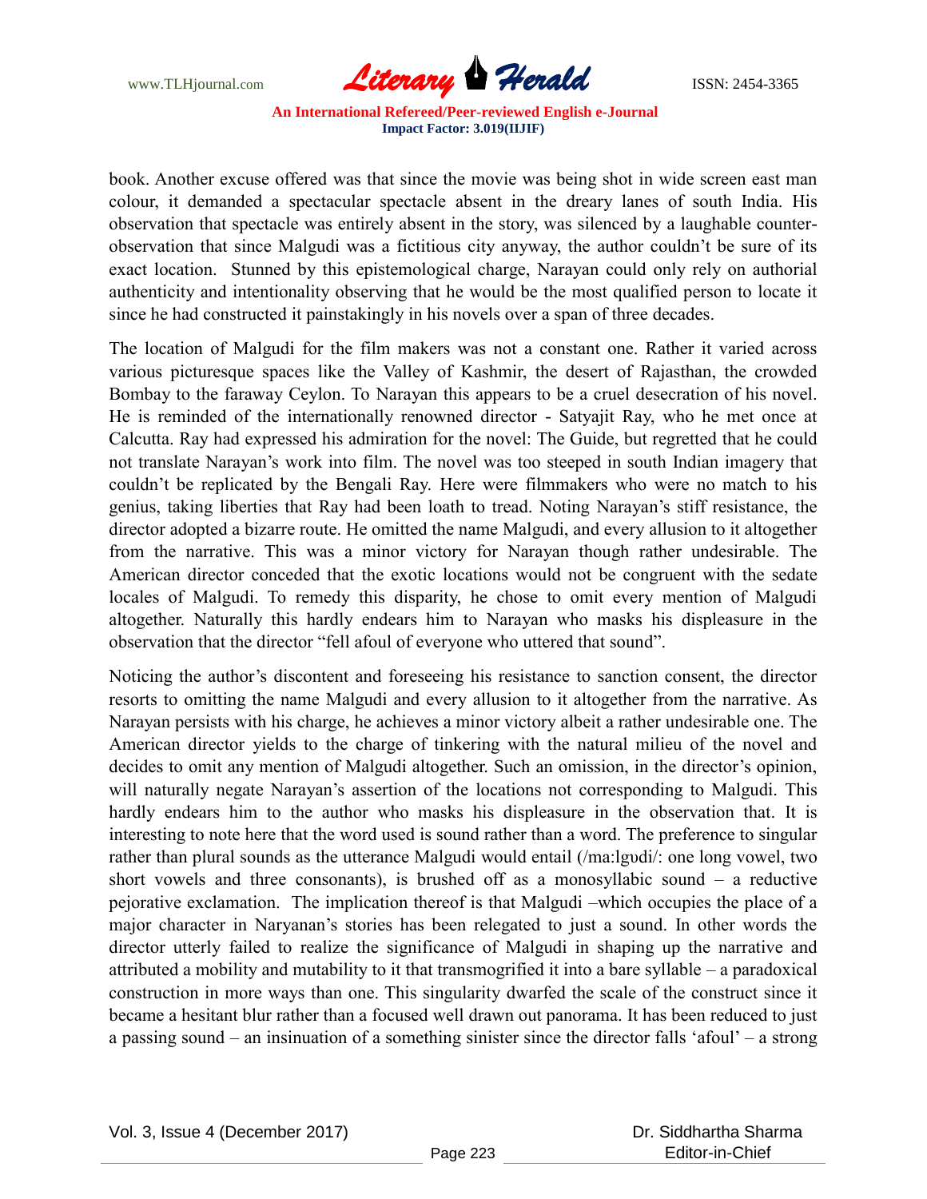book. Another excuse offered was that since the movie was being shot in wide screen east man colour, it demanded a spectacular spectacle absent in the dreary lanes of south India. His observation that spectacle was entirely absent in the story, was silenced by a laughable counter-observation that since Malgudi was a fictitious city anyway, the author couldn't be sure of its exact location. Stunned by this epistemological charge, Narayan could only rely on authorial authenticity and intentionality observing that he would be the most qualified person to locate it since he had constructed it painstakingly in his novels over a span of three decades.

The location of Malgudi for the film makers was not a constant one. Rather it varied across various picturesque spaces like the Valley of Kashmir, the desert of Rajasthan, the crowded Bombay to the faraway Ceylon. To Narayan this appears to be a cruel desecration of his novel. He is reminded of the internationally renowned director - Satyajit Ray, who he met once at Calcutta. Ray had expressed his admiration for the novel: The Guide, but regretted that he could not translate Narayan's work into film. The novel was too steeped in south Indian imagery that couldn't be replicated by the Bengali Ray. Here were filmmakers who were no match to his genius, taking liberties that Ray had been loath to tread. Noting Narayan's stiff resistance, the director adopted a bizarre route. He omitted the name Malgudi, and every allusion to it altogether from the narrative. This was a minor victory for Narayan though rather undesirable. The American director conceded that the exotic locations would not be congruent with the sedate locales of Malgudi. To remedy this disparity, he chose to omit every mention of Malgudi altogether. Naturally this hardly endears him to Narayan who masks his displeasure in the observation that the director "fell afoul of everyone who uttered that sound".

Noticing the author's discontent and foreseeing his resistance to sanction consent, the director resorts to omitting the name Malgudi and every allusion to it altogether from the narrative. As Narayan persists with his charge, he achieves a minor victory albeit a rather undesirable one. The American director yields to the charge of tinkering with the natural milieu of the novel and decides to omit any mention of Malgudi altogether. Such an omission, in the director's opinion, will naturally negate Narayan's assertion of the locations not corresponding to Malgudi. This hardly endears him to the author who masks his displeasure in the observation that. It is interesting to note here that the word used is sound rather than a word. The preference to singular rather than plural sounds as the utterance Malgudi would entail (/ma:lgʊdi/: one long vowel, two short vowels and three consonants), is brushed off as a monosyllabic sound – a reductive pejorative exclamation. The implication thereof is that Malgudi –which occupies the place of a major character in Naryanan's stories has been relegated to just a sound. In other words the director utterly failed to realize the significance of Malgudi in shaping up the narrative and attributed a mobility and mutability to it that transmogrified it into a bare syllable – a paradoxical construction in more ways than one. This singularity dwarfed the scale of the construct since it became a hesitant blur rather than a focused well drawn out panorama. It has been reduced to just a passing sound – an insinuation of a something sinister since the director falls 'afoul' – a strong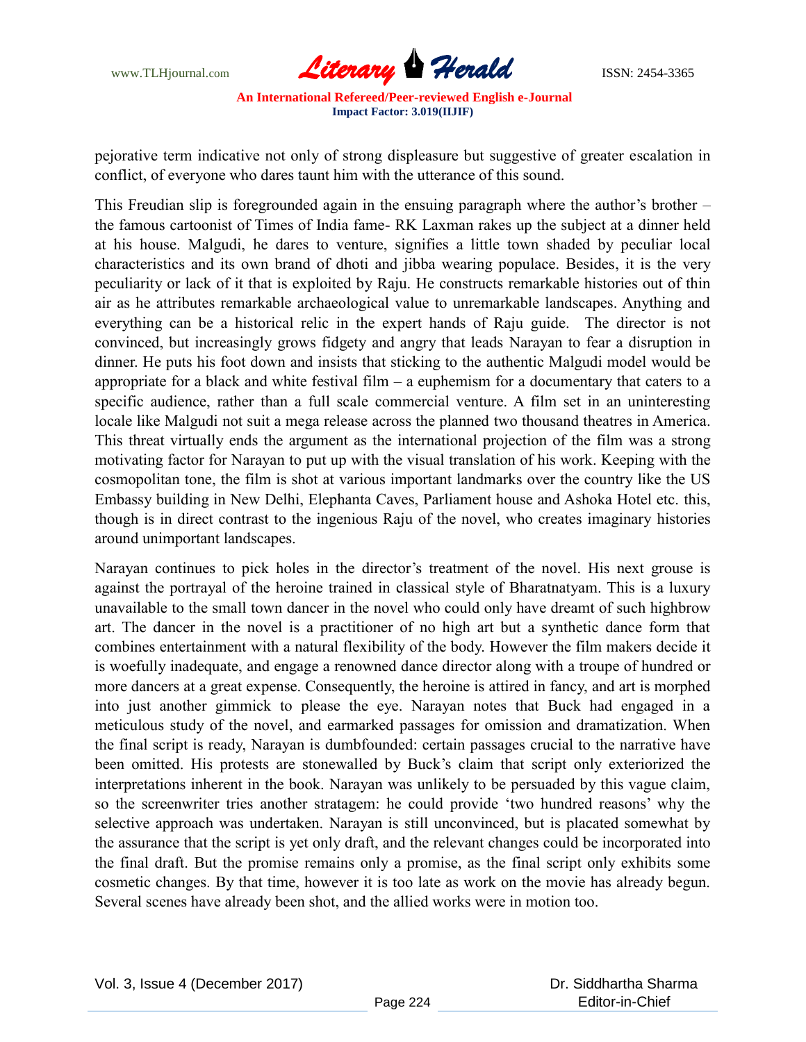pejorative term indicative not only of strong displeasure but suggestive of greater escalation in conflict, of everyone who dares taunt him with the utterance of this sound.

This Freudian slip is foregrounded again in the ensuing paragraph where the author's brother – the famous cartoonist of Times of India fame- RK Laxman rakes up the subject at a dinner held at his house. Malgudi, he dares to venture, signifies a little town shaded by peculiar local characteristics and its own brand of dhoti and jibba wearing populace. Besides, it is the very peculiarity or lack of it that is exploited by Raju. He constructs remarkable histories out of thin air as he attributes remarkable archaeological value to unremarkable landscapes. Anything and everything can be a historical relic in the expert hands of Raju guide. The director is not convinced, but increasingly grows fidgety and angry that leads Narayan to fear a disruption in dinner. He puts his foot down and insists that sticking to the authentic Malgudi model would be appropriate for a black and white festival film – a euphemism for a documentary that caters to a specific audience, rather than a full scale commercial venture. A film set in an uninteresting locale like Malgudi not suit a mega release across the planned two thousand theatres in America. This threat virtually ends the argument as the international projection of the film was a strong motivating factor for Narayan to put up with the visual translation of his work. Keeping with the cosmopolitan tone, the film is shot at various important landmarks over the country like the US Embassy building in New Delhi, Elephanta Caves, Parliament house and Ashoka Hotel etc. this, though is in direct contrast to the ingenious Raju of the novel, who creates imaginary histories around unimportant landscapes.

Narayan continues to pick holes in the director's treatment of the novel. His next grouse is against the portrayal of the heroine trained in classical style of Bharatnatyam. This is a luxury unavailable to the small town dancer in the novel who could only have dreamt of such highbrow art. The dancer in the novel is a practitioner of no high art but a synthetic dance form that combines entertainment with a natural flexibility of the body. However the film makers decide it is woefully inadequate, and engage a renowned dance director along with a troupe of hundred or more dancers at a great expense. Consequently, the heroine is attired in fancy, and art is morphed into just another gimmick to please the eye. Narayan notes that Buck had engaged in a meticulous study of the novel, and earmarked passages for omission and dramatization. When the final script is ready, Narayan is dumbfounded: certain passages crucial to the narrative have been omitted. His protests are stonewalled by Buck's claim that script only exteriorized the interpretations inherent in the book. Narayan was unlikely to be persuaded by this vague claim, so the screenwriter tries another stratagem: he could provide 'two hundred reasons' why the selective approach was undertaken. Narayan is still unconvinced, but is placated somewhat by the assurance that the script is yet only draft, and the relevant changes could be incorporated into the final draft. But the promise remains only a promise, as the final script only exhibits some cosmetic changes. By that time, however it is too late as work on the movie has already begun. Several scenes have already been shot, and the allied works were in motion too.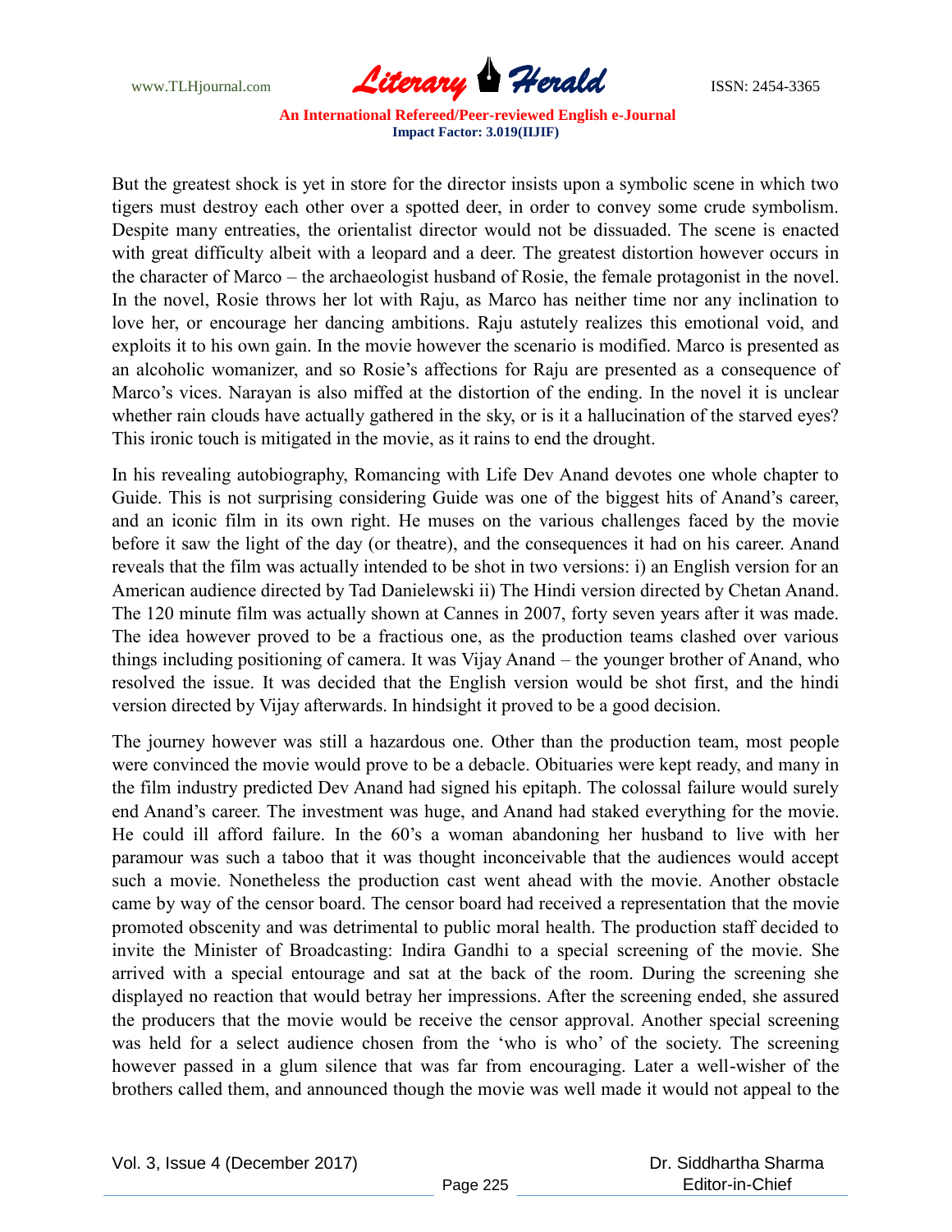But the greatest shock is yet in store for the director insists upon a symbolic scene in which two tigers must destroy each other over a spotted deer, in order to convey some crude symbolism. Despite many entreaties, the orientalist director would not be dissuaded. The scene is enacted with great difficulty albeit with a leopard and a deer. The greatest distortion however occurs in the character of Marco – the archaeologist husband of Rosie, the female protagonist in the novel. In the novel, Rosie throws her lot with Raju, as Marco has neither time nor any inclination to love her, or encourage her dancing ambitions. Raju astutely realizes this emotional void, and exploits it to his own gain. In the movie however the scenario is modified. Marco is presented as an alcoholic womanizer, and so Rosie's affections for Raju are presented as a consequence of Marco's vices. Narayan is also miffed at the distortion of the ending. In the novel it is unclear whether rain clouds have actually gathered in the sky, or is it a hallucination of the starved eyes? This ironic touch is mitigated in the movie, as it rains to end the drought.

In his revealing autobiography, Romancing with Life Dev Anand devotes one whole chapter to Guide. This is not surprising considering Guide was one of the biggest hits of Anand's career, and an iconic film in its own right. He muses on the various challenges faced by the movie before it saw the light of the day (or theatre), and the consequences it had on his career. Anand reveals that the film was actually intended to be shot in two versions: i) an English version for an American audience directed by Tad Danielewski ii) The Hindi version directed by Chetan Anand. The 120 minute film was actually shown at Cannes in 2007, forty seven years after it was made. The idea however proved to be a fractious one, as the production teams clashed over various things including positioning of camera. It was Vijay Anand – the younger brother of Anand, who resolved the issue. It was decided that the English version would be shot first, and the hindi version directed by Vijay afterwards. In hindsight it proved to be a good decision.

The journey however was still a hazardous one. Other than the production team, most people were convinced the movie would prove to be a debacle. Obituaries were kept ready, and many in the film industry predicted Dev Anand had signed his epitaph. The colossal failure would surely end Anand's career. The investment was huge, and Anand had staked everything for the movie. He could ill afford failure. In the 60's a woman abandoning her husband to live with her paramour was such a taboo that it was thought inconceivable that the audiences would accept such a movie. Nonetheless the production cast went ahead with the movie. Another obstacle came by way of the censor board. The censor board had received a representation that the movie promoted obscenity and was detrimental to public moral health. The production staff decided to invite the Minister of Broadcasting: Indira Gandhi to a special screening of the movie. She arrived with a special entourage and sat at the back of the room. During the screening she displayed no reaction that would betray her impressions. After the screening ended, she assured the producers that the movie would be receive the censor approval. Another special screening was held for a select audience chosen from the 'who is who' of the society. The screening however passed in a glum silence that was far from encouraging. Later a well-wisher of the brothers called them, and announced though the movie was well made it would not appeal to the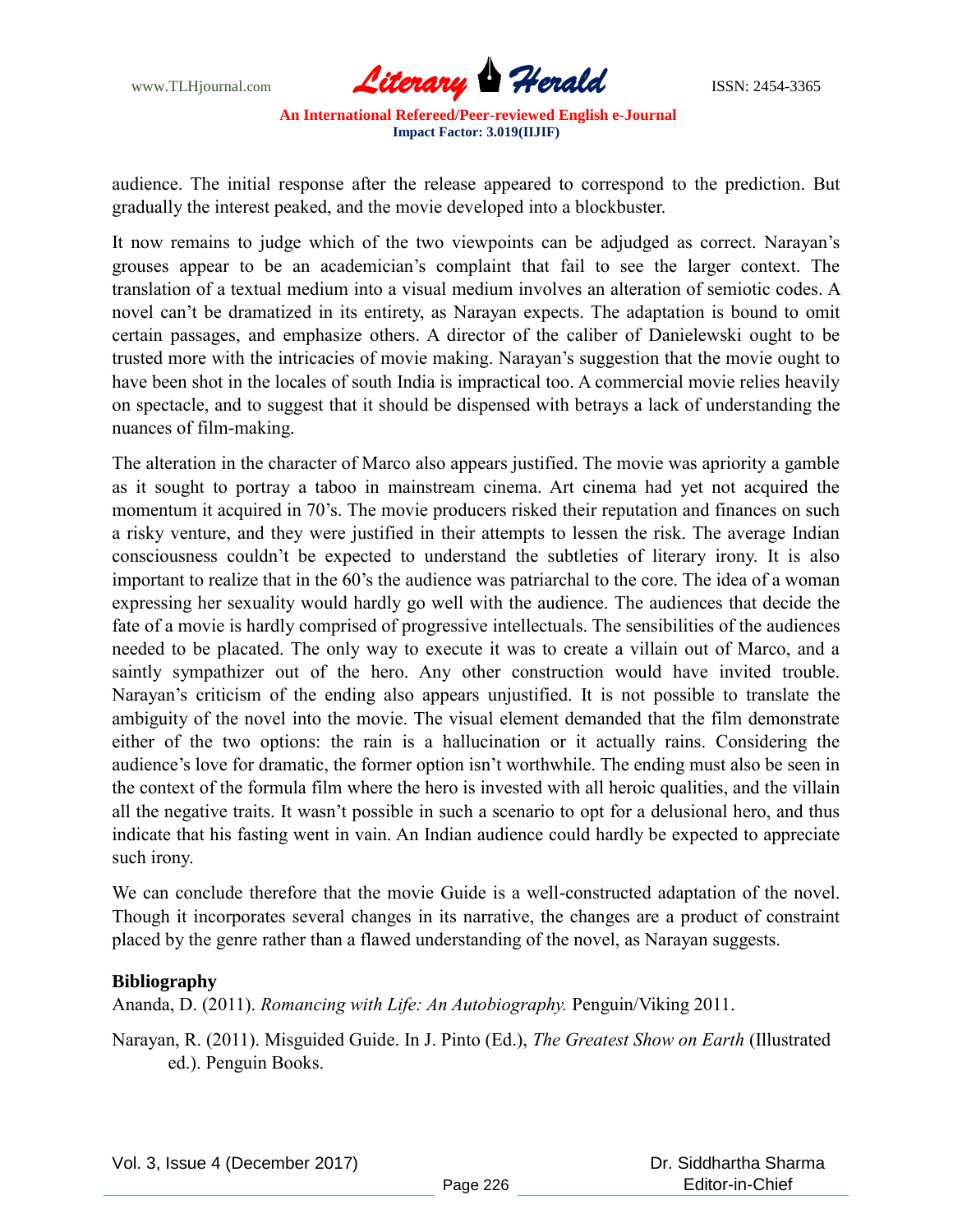audience. The initial response after the release appeared to correspond to the prediction. But gradually the interest peaked, and the movie developed into a blockbuster.

It now remains to judge which of the two viewpoints can be adjudged as correct. Narayan's grouses appear to be an academician's complaint that fail to see the larger context. The translation of a textual medium into a visual medium involves an alteration of semiotic codes. A novel can't be dramatized in its entirety, as Narayan expects. The adaptation is bound to omit certain passages, and emphasize others. A director of the caliber of Danielewski ought to be trusted more with the intricacies of movie making. Narayan's suggestion that the movie ought to have been shot in the locales of south India is impractical too. A commercial movie relies heavily on spectacle, and to suggest that it should be dispensed with betrays a lack of understanding the nuances of film-making.

The alteration in the character of Marco also appears justified. The movie was apriority a gamble as it sought to portray a taboo in mainstream cinema. Art cinema had yet not acquired the momentum it acquired in 70's. The movie producers risked their reputation and finances on such a risky venture, and they were justified in their attempts to lessen the risk. The average Indian consciousness couldn't be expected to understand the subtleties of literary irony. It is also important to realize that in the 60's the audience was patriarchal to the core. The idea of a woman expressing her sexuality would hardly go well with the audience. The audiences that decide the fate of a movie is hardly comprised of progressive intellectuals. The sensibilities of the audiences needed to be placated. The only way to execute it was to create a villain out of Marco, and a saintly sympathizer out of the hero. Any other construction would have invited trouble. Narayan's criticism of the ending also appears unjustified. It is not possible to translate the ambiguity of the novel into the movie. The visual element demanded that the film demonstrate either of the two options: the rain is a hallucination or it actually rains. Considering the audience's love for dramatic, the former option isn't worthwhile. The ending must also be seen in the context of the formula film where the hero is invested with all heroic qualities, and the villain all the negative traits. It wasn't possible in such a scenario to opt for a delusional hero, and thus indicate that his fasting went in vain. An Indian audience could hardly be expected to appreciate such irony.

We can conclude therefore that the movie Guide is a well-constructed adaptation of the novel. Though it incorporates several changes in its narrative, the changes are a product of constraint placed by the genre rather than a flawed understanding of the novel, as Narayan suggests.

**Bibliography**

Ananda, D. (2011). *Romancing with Life: An Autobiography.* Penguin/Viking 2011.

Narayan, R. (2011). Misguided Guide. In J. Pinto (Ed.), *The Greatest Show on Earth* (Illustrated ed.). Penguin Books.